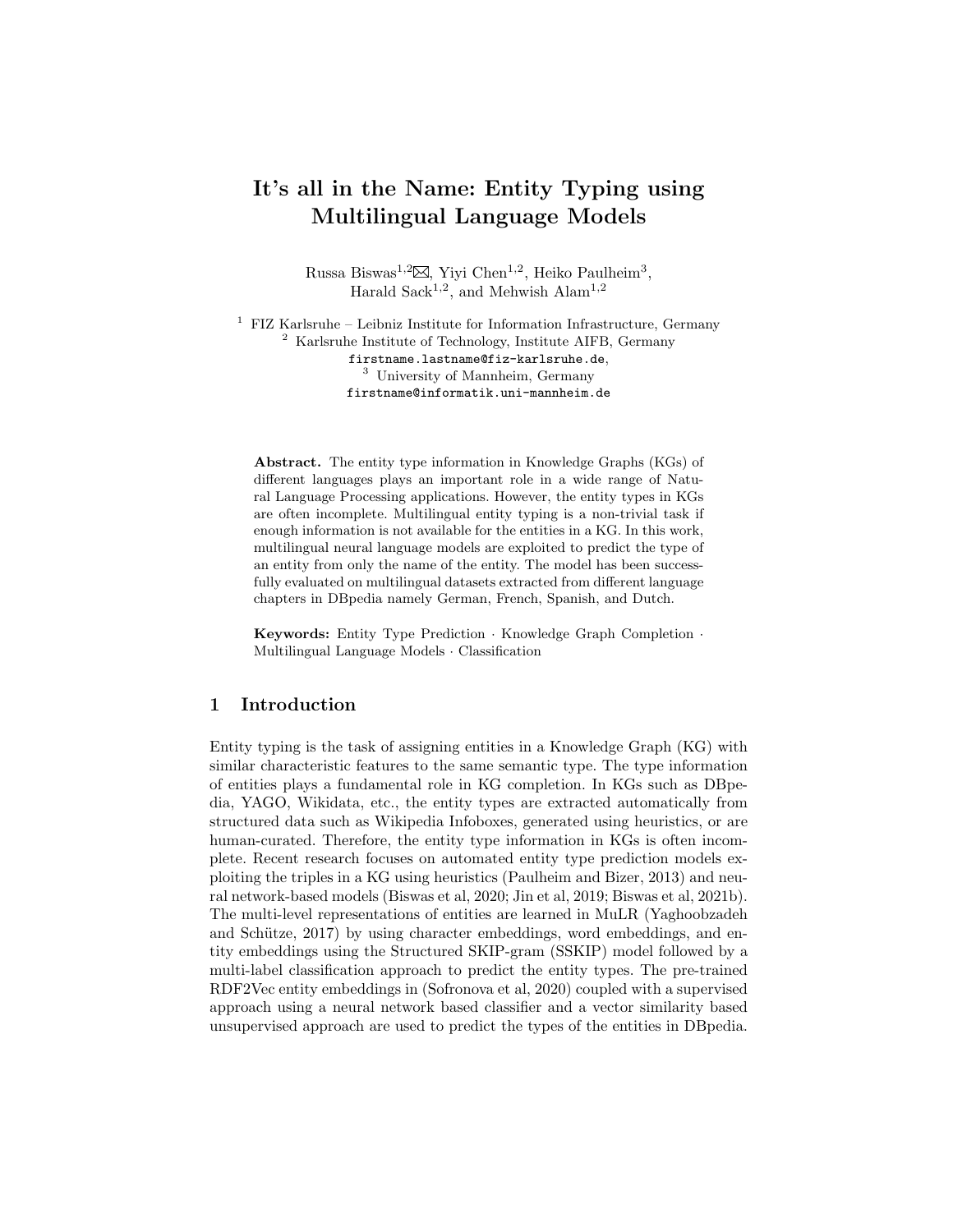# It's all in the Name: Entity Typing using Multilingual Language Models

Russa Biswas[1,2]✉, Yiyi Chen[1,2], Heiko Paulheim[3], Harald Sack[1,2], and Mehwish Alam[1,2]

[1] FIZ Karlsruhe – Leibniz Institute for Information Infrastructure, Germany
[2] Karlsruhe Institute of Technology, Institute AIFB, Germany
firstname.lastname@fiz-karlsruhe.de,
[3] University of Mannheim, Germany
firstname@informatik.uni-mannheim.de

**Abstract.** The entity type information in Knowledge Graphs (KGs) of different languages plays an important role in a wide range of Natural Language Processing applications. However, the entity types in KGs are often incomplete. Multilingual entity typing is a non-trivial task if enough information is not available for the entities in a KG. In this work, multilingual neural language models are exploited to predict the type of an entity from only the name of the entity. The model has been successfully evaluated on multilingual datasets extracted from different language chapters in DBpedia namely German, French, Spanish, and Dutch.

**Keywords:** Entity Type Prediction · Knowledge Graph Completion · Multilingual Language Models · Classification

## 1 Introduction

Entity typing is the task of assigning entities in a Knowledge Graph (KG) with similar characteristic features to the same semantic type. The type information of entities plays a fundamental role in KG completion. In KGs such as DBpedia, YAGO, Wikidata, etc., the entity types are extracted automatically from structured data such as Wikipedia Infoboxes, generated using heuristics, or are human-curated. Therefore, the entity type information in KGs is often incomplete. Recent research focuses on automated entity type prediction models exploiting the triples in a KG using heuristics (Paulheim and Bizer, 2013) and neural network-based models (Biswas et al, 2020; Jin et al, 2019; Biswas et al, 2021b). The multi-level representations of entities are learned in MuLR (Yaghoobzadeh and Schütze, 2017) by using character embeddings, word embeddings, and entity embeddings using the Structured SKIP-gram (SSKIP) model followed by a multi-label classification approach to predict the entity types. The pre-trained RDF2Vec entity embeddings in (Sofronova et al, 2020) coupled with a supervised approach using a neural network based classifier and a vector similarity based unsupervised approach are used to predict the types of the entities in DBpedia.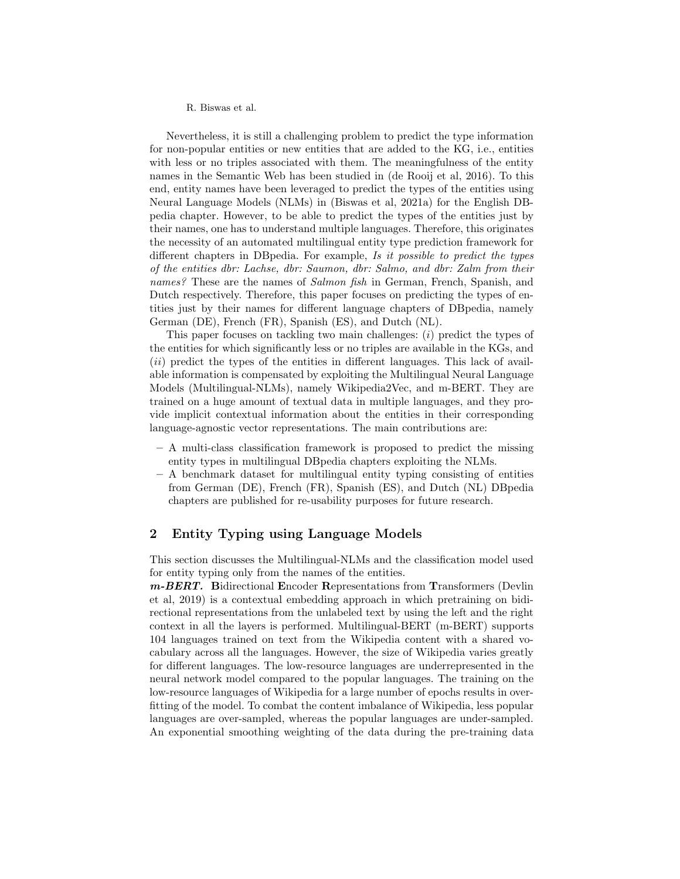Nevertheless, it is still a challenging problem to predict the type information for non-popular entities or new entities that are added to the KG, i.e., entities with less or no triples associated with them. The meaningfulness of the entity names in the Semantic Web has been studied in (de Rooij et al, 2016). To this end, entity names have been leveraged to predict the types of the entities using Neural Language Models (NLMs) in (Biswas et al, 2021a) for the English DBpedia chapter. However, to be able to predict the types of the entities just by their names, one has to understand multiple languages. Therefore, this originates the necessity of an automated multilingual entity type prediction framework for different chapters in DBpedia. For example, *Is it possible to predict the types of the entities dbr: Lachse, dbr: Saumon, dbr: Salmo, and dbr: Zalm from their names?* These are the names of *Salmon fish* in German, French, Spanish, and Dutch respectively. Therefore, this paper focuses on predicting the types of entities just by their names for different language chapters of DBpedia, namely German (DE), French (FR), Spanish (ES), and Dutch (NL).

This paper focuses on tackling two main challenges: (*i*) predict the types of the entities for which significantly less or no triples are available in the KGs, and (*ii*) predict the types of the entities in different languages. This lack of available information is compensated by exploiting the Multilingual Neural Language Models (Multilingual-NLMs), namely Wikipedia2Vec, and m-BERT. They are trained on a huge amount of textual data in multiple languages, and they provide implicit contextual information about the entities in their corresponding language-agnostic vector representations. The main contributions are:

– A multi-class classification framework is proposed to predict the missing entity types in multilingual DBpedia chapters exploiting the NLMs.
– A benchmark dataset for multilingual entity typing consisting of entities from German (DE), French (FR), Spanish (ES), and Dutch (NL) DBpedia chapters are published for re-usability purposes for future research.

## 2 Entity Typing using Language Models

This section discusses the Multilingual-NLMs and the classification model used for entity typing only from the names of the entities.

***m-BERT.*** **B**idirectional **E**ncoder **R**epresentations from **T**ransformers (Devlin et al, 2019) is a contextual embedding approach in which pretraining on bidirectional representations from the unlabeled text by using the left and the right context in all the layers is performed. Multilingual-BERT (m-BERT) supports 104 languages trained on text from the Wikipedia content with a shared vocabulary across all the languages. However, the size of Wikipedia varies greatly for different languages. The low-resource languages are underrepresented in the neural network model compared to the popular languages. The training on the low-resource languages of Wikipedia for a large number of epochs results in overfitting of the model. To combat the content imbalance of Wikipedia, less popular languages are over-sampled, whereas the popular languages are under-sampled. An exponential smoothing weighting of the data during the pre-training data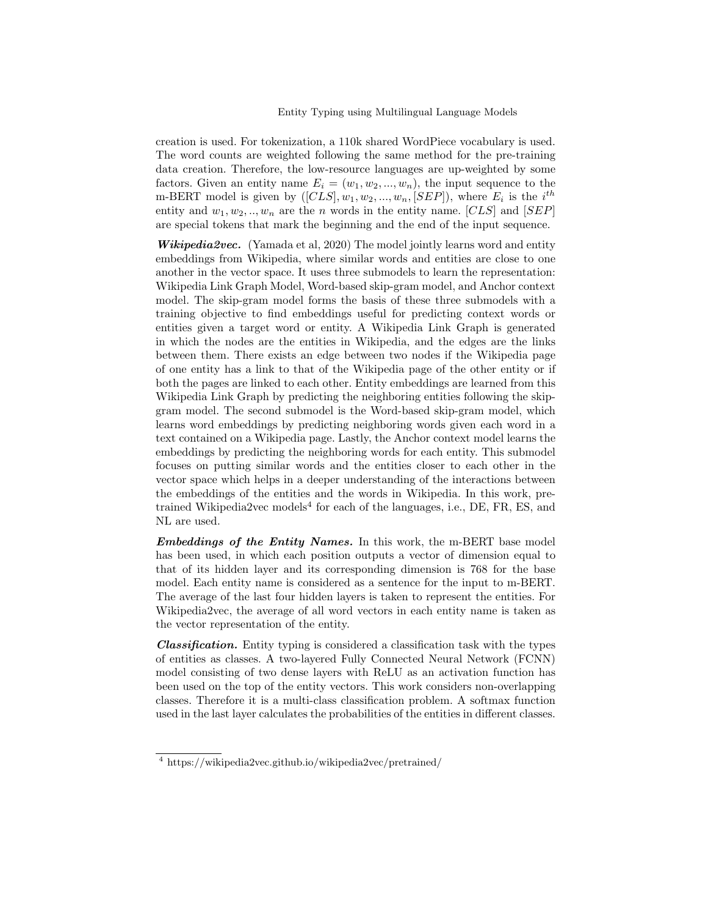creation is used. For tokenization, a 110k shared WordPiece vocabulary is used. The word counts are weighted following the same method for the pre-training data creation. Therefore, the low-resource languages are up-weighted by some factors. Given an entity name $E_i = (w_1, w_2, ..., w_n)$, the input sequence to the m-BERT model is given by $([CLS], w_1, w_2, ..., w_n, [SEP])$, where $E_i$ is the $i^{th}$ entity and $w_1, w_2, .., w_n$ are the $n$ words in the entity name. $[CLS]$ and $[SEP]$ are special tokens that mark the beginning and the end of the input sequence.

***Wikipedia2vec.*** (Yamada et al, 2020) The model jointly learns word and entity embeddings from Wikipedia, where similar words and entities are close to one another in the vector space. It uses three submodels to learn the representation: Wikipedia Link Graph Model, Word-based skip-gram model, and Anchor context model. The skip-gram model forms the basis of these three submodels with a training objective to find embeddings useful for predicting context words or entities given a target word or entity. A Wikipedia Link Graph is generated in which the nodes are the entities in Wikipedia, and the edges are the links between them. There exists an edge between two nodes if the Wikipedia page of one entity has a link to that of the Wikipedia page of the other entity or if both the pages are linked to each other. Entity embeddings are learned from this Wikipedia Link Graph by predicting the neighboring entities following the skip-gram model. The second submodel is the Word-based skip-gram model, which learns word embeddings by predicting neighboring words given each word in a text contained on a Wikipedia page. Lastly, the Anchor context model learns the embeddings by predicting the neighboring words for each entity. This submodel focuses on putting similar words and the entities closer to each other in the vector space which helps in a deeper understanding of the interactions between the embeddings of the entities and the words in Wikipedia. In this work, pre-trained Wikipedia2vec models[4] for each of the languages, i.e., DE, FR, ES, and NL are used.

***Embeddings of the Entity Names.*** In this work, the m-BERT base model has been used, in which each position outputs a vector of dimension equal to that of its hidden layer and its corresponding dimension is 768 for the base model. Each entity name is considered as a sentence for the input to m-BERT. The average of the last four hidden layers is taken to represent the entities. For Wikipedia2vec, the average of all word vectors in each entity name is taken as the vector representation of the entity.

***Classification.*** Entity typing is considered a classification task with the types of entities as classes. A two-layered Fully Connected Neural Network (FCNN) model consisting of two dense layers with ReLU as an activation function has been used on the top of the entity vectors. This work considers non-overlapping classes. Therefore it is a multi-class classification problem. A softmax function used in the last layer calculates the probabilities of the entities in different classes.

[4] https://wikipedia2vec.github.io/wikipedia2vec/pretrained/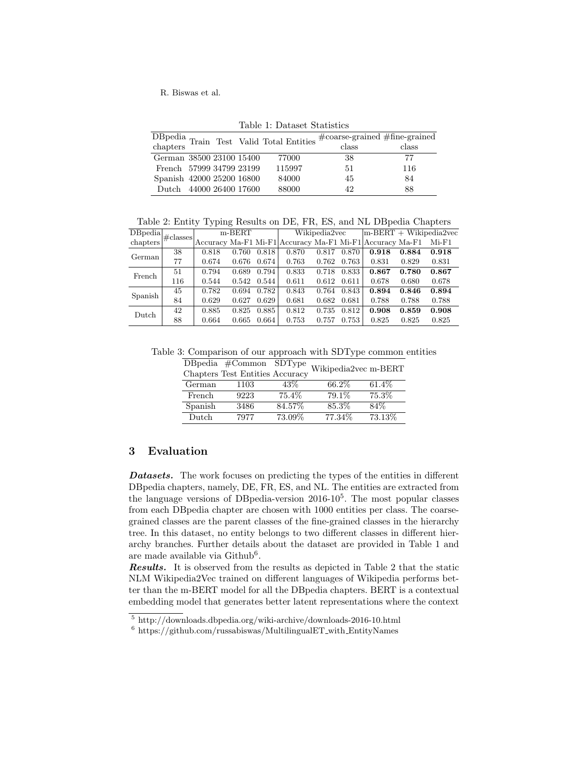Table 1: Dataset Statistics

| DBpedia chapters | Train | Test | Valid | Total Entities | #coarse-grained class | #fine-grained class |
|---|---|---|---|---|---|---|
| German | 38500 | 23100 | 15400 | 77000 | 38 | 77 |
| French | 57999 | 34799 | 23199 | 115997 | 51 | 116 |
| Spanish | 42000 | 25200 | 16800 | 84000 | 45 | 84 |
| Dutch | 44000 | 26400 | 17600 | 88000 | 42 | 88 |

Table 2: Entity Typing Results on DE, FR, ES, and NL DBpedia Chapters

| DBpedia chapters | #classes | m-BERT | | | Wikipedia2vec | | | m-BERT + Wikipedia2vec | | |
|---|---|---|---|---|---|---|---|---|---|---|
| | | Accuracy | Ma-F1 | Mi-F1 | Accuracy | Ma-F1 | Mi-F1 | Accuracy | Ma-F1 | Mi-F1 |
| German | 38 | 0.818 | 0.760 | 0.818 | 0.870 | 0.817 | 0.870 | **0.918** | **0.884** | **0.918** |
| | 77 | 0.674 | 0.676 | 0.674 | 0.763 | 0.762 | 0.763 | 0.831 | 0.829 | 0.831 |
| French | 51 | 0.794 | 0.689 | 0.794 | 0.833 | 0.718 | 0.833 | **0.867** | **0.780** | **0.867** |
| | 116 | 0.544 | 0.542 | 0.544 | 0.611 | 0.612 | 0.611 | 0.678 | 0.680 | 0.678 |
| Spanish | 45 | 0.782 | 0.694 | 0.782 | 0.843 | 0.764 | 0.843 | **0.894** | **0.846** | **0.894** |
| | 84 | 0.629 | 0.627 | 0.629 | 0.681 | 0.682 | 0.681 | 0.788 | 0.788 | 0.788 |
| Dutch | 42 | 0.885 | 0.825 | 0.885 | 0.812 | 0.735 | 0.812 | **0.908** | **0.859** | **0.908** |
| | 88 | 0.664 | 0.665 | 0.664 | 0.753 | 0.757 | 0.753 | 0.825 | 0.825 | 0.825 |

Table 3: Comparison of our approach with SDType common entities

| DBpedia Chapters | #Common Test Entities | SDType Accuracy | Wikipedia2vec | m-BERT |
|---|---|---|---|---|
| German | 1103 | 43% | 66.2% | 61.4% |
| French | 9223 | 75.4% | 79.1% | 75.3% |
| Spanish | 3486 | 84.57% | 85.3% | 84% |
| Dutch | 7977 | 73.09% | 77.34% | 73.13% |

## 3 Evaluation

***Datasets.*** The work focuses on predicting the types of the entities in different DBpedia chapters, namely, DE, FR, ES, and NL. The entities are extracted from the language versions of DBpedia-version 2016-10[5]. The most popular classes from each DBpedia chapter are chosen with 1000 entities per class. The coarse-grained classes are the parent classes of the fine-grained classes in the hierarchy tree. In this dataset, no entity belongs to two different classes in different hierarchy branches. Further details about the dataset are provided in Table 1 and are made available via Github[6].

***Results.*** It is observed from the results as depicted in Table 2 that the static NLM Wikipedia2Vec trained on different languages of Wikipedia performs better than the m-BERT model for all the DBpedia chapters. BERT is a contextual embedding model that generates better latent representations where the context

[5] http://downloads.dbpedia.org/wiki-archive/downloads-2016-10.html

[6] https://github.com/russabiswas/MultilingualET_with_EntityNames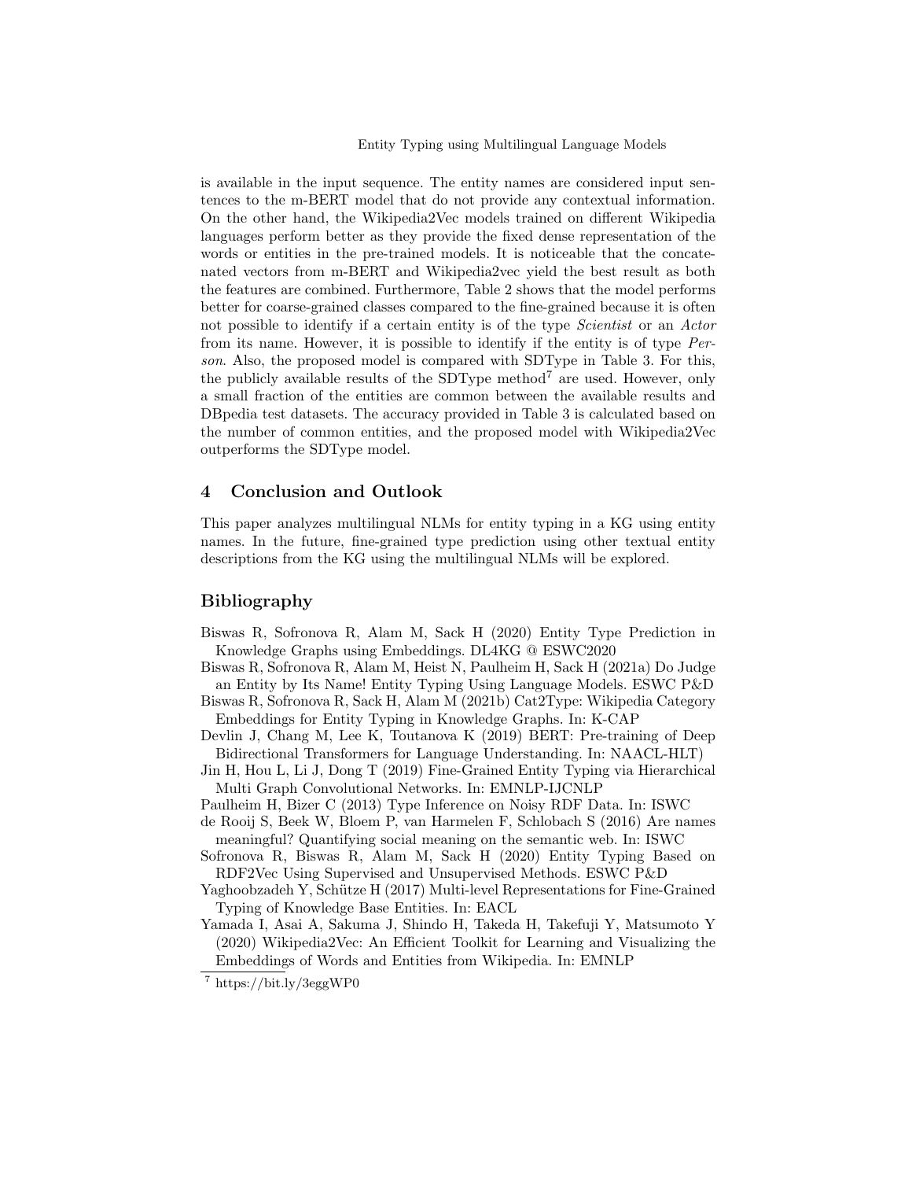is available in the input sequence. The entity names are considered input sentences to the m-BERT model that do not provide any contextual information. On the other hand, the Wikipedia2Vec models trained on different Wikipedia languages perform better as they provide the fixed dense representation of the words or entities in the pre-trained models. It is noticeable that the concatenated vectors from m-BERT and Wikipedia2vec yield the best result as both the features are combined. Furthermore, Table 2 shows that the model performs better for coarse-grained classes compared to the fine-grained because it is often not possible to identify if a certain entity is of the type *Scientist* or an *Actor* from its name. However, it is possible to identify if the entity is of type *Person*. Also, the proposed model is compared with SDType in Table 3. For this, the publicly available results of the SDType method[7] are used. However, only a small fraction of the entities are common between the available results and DBpedia test datasets. The accuracy provided in Table 3 is calculated based on the number of common entities, and the proposed model with Wikipedia2Vec outperforms the SDType model.

## 4 Conclusion and Outlook

This paper analyzes multilingual NLMs for entity typing in a KG using entity names. In the future, fine-grained type prediction using other textual entity descriptions from the KG using the multilingual NLMs will be explored.

## Bibliography

Biswas R, Sofronova R, Alam M, Sack H (2020) Entity Type Prediction in Knowledge Graphs using Embeddings. DL4KG @ ESWC2020

Biswas R, Sofronova R, Alam M, Heist N, Paulheim H, Sack H (2021a) Do Judge an Entity by Its Name! Entity Typing Using Language Models. ESWC P&D

Biswas R, Sofronova R, Sack H, Alam M (2021b) Cat2Type: Wikipedia Category Embeddings for Entity Typing in Knowledge Graphs. In: K-CAP

Devlin J, Chang M, Lee K, Toutanova K (2019) BERT: Pre-training of Deep Bidirectional Transformers for Language Understanding. In: NAACL-HLT)

Jin H, Hou L, Li J, Dong T (2019) Fine-Grained Entity Typing via Hierarchical Multi Graph Convolutional Networks. In: EMNLP-IJCNLP

Paulheim H, Bizer C (2013) Type Inference on Noisy RDF Data. In: ISWC

de Rooij S, Beek W, Bloem P, van Harmelen F, Schlobach S (2016) Are names meaningful? Quantifying social meaning on the semantic web. In: ISWC

Sofronova R, Biswas R, Alam M, Sack H (2020) Entity Typing Based on RDF2Vec Using Supervised and Unsupervised Methods. ESWC P&D

Yaghoobzadeh Y, Schütze H (2017) Multi-level Representations for Fine-Grained Typing of Knowledge Base Entities. In: EACL

Yamada I, Asai A, Sakuma J, Shindo H, Takeda H, Takefuji Y, Matsumoto Y (2020) Wikipedia2Vec: An Efficient Toolkit for Learning and Visualizing the Embeddings of Words and Entities from Wikipedia. In: EMNLP

[7] https://bit.ly/3eggWP0